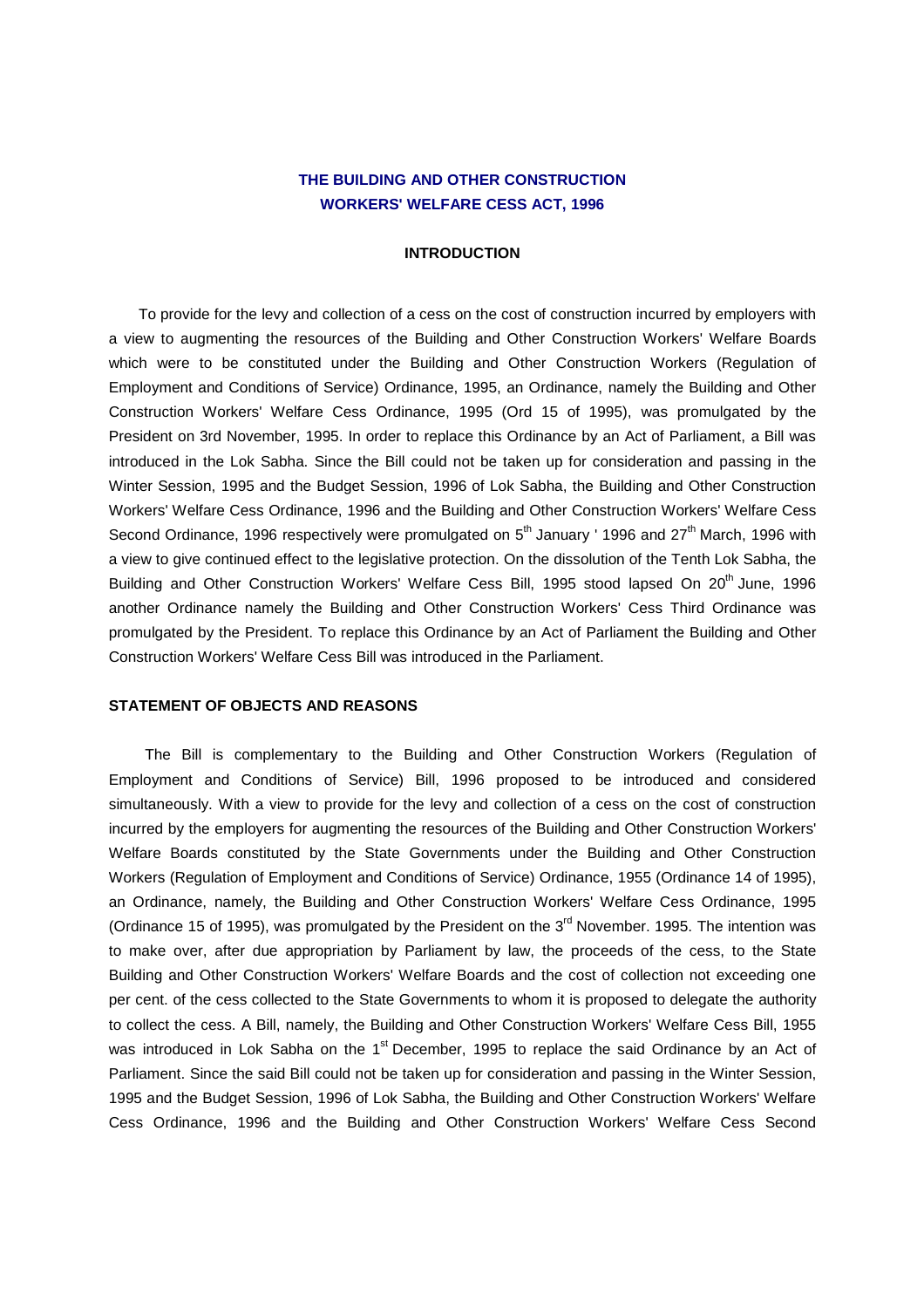# THE BUILDING AND OTHER CONSTRUCTION WORKERS' WELFARE CESS ACT, 1996

## INTRODUCTION

To provide for the levy and collection of a cess on the cost of construction incurred by employers with a view to augmenting the resources of the Building and Other Construction Workers' Welfare Boards which were to be constituted under the Building and Other Construction Workers (Regulation of Employment and Conditions of Service) Ordinance, 1995, an Ordinance, namely the Building and Other Construction Workers' Welfare Cess Ordinance, 1995 (Ord 15 of 1995), was promulgated by the President on 3rd November, 1995. In order to replace this Ordinance by an Act of Parliament, a Bill was introduced in the Lok Sabha. Since the Bill could not be taken up for consideration and passing in the Winter Session, 1995 and the Budget Session, 1996 of Lok Sabha, the Building and Other Construction Workers' Welfare Cess Ordinance, 1996 and the Building and Other Construction Workers' Welfare Cess Second Ordinance, 1996 respectively were promulgated on 5th January ' 1996 and 27th March, 1996 with a view to give continued effect to the legislative protection. On the dissolution of the Tenth Lok Sabha, the Building and Other Construction Workers' Welfare Cess Bill, 1995 stood lapsed On 20th June, 1996 another Ordinance namely the Building and Other Construction Workers' Cess Third Ordinance was promulgated by the President. To replace this Ordinance by an Act of Parliament the Building and Other Construction Workers' Welfare Cess Bill was introduced in the Parliament.

## STATEMENT OF OBJECTS AND REASONS

The Bill is complementary to the Building and Other Construction Workers (Regulation of Employment and Conditions of Service) Bill, 1996 proposed to be introduced and considered simultaneously. With a view to provide for the levy and collection of a cess on the cost of construction incurred by the employers for augmenting the resources of the Building and Other Construction Workers' Welfare Boards constituted by the State Governments under the Building and Other Construction Workers (Regulation of Employment and Conditions of Service) Ordinance, 1955 (Ordinance 14 of 1995), an Ordinance, namely, the Building and Other Construction Workers' Welfare Cess Ordinance, 1995 (Ordinance 15 of 1995), was promulgated by the President on the 3rd November. 1995. The intention was to make over, after due appropriation by Parliament by law, the proceeds of the cess, to the State Building and Other Construction Workers' Welfare Boards and the cost of collection not exceeding one per cent. of the cess collected to the State Governments to whom it is proposed to delegate the authority to collect the cess. A Bill, namely, the Building and Other Construction Workers' Welfare Cess Bill, 1955 was introduced in Lok Sabha on the 1st December, 1995 to replace the said Ordinance by an Act of Parliament. Since the said Bill could not be taken up for consideration and passing in the Winter Session, 1995 and the Budget Session, 1996 of Lok Sabha, the Building and Other Construction Workers' Welfare Cess Ordinance, 1996 and the Building and Other Construction Workers' Welfare Cess Second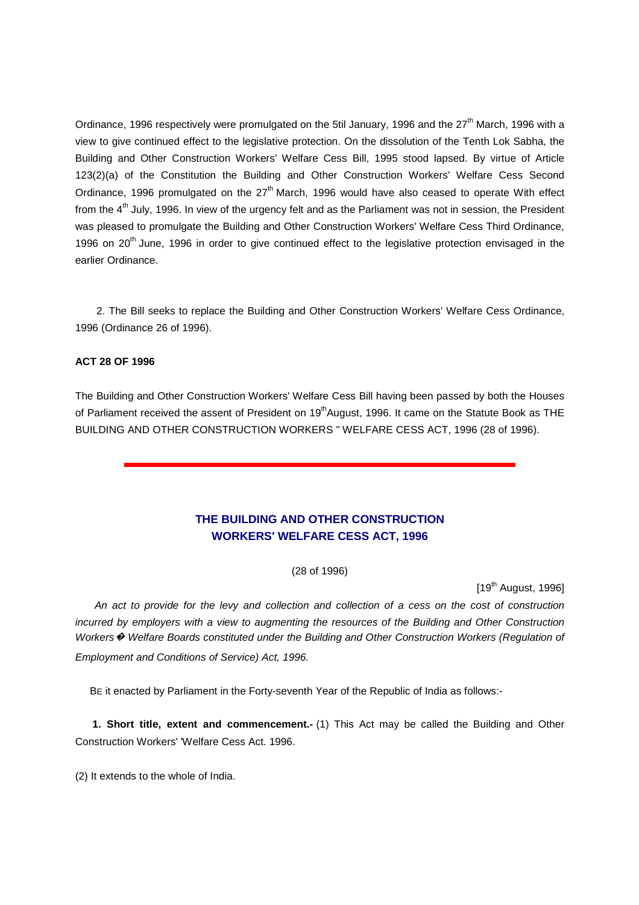Ordinance, 1996 respectively were promulgated on the 5til January, 1996 and the 27th March, 1996 with a view to give continued effect to the legislative protection. On the dissolution of the Tenth Lok Sabha, the Building and Other Construction Workers' Welfare Cess Bill, 1995 stood lapsed. By virtue of Article 123(2)(a) of the Constitution the Building and Other Construction Workers' Welfare Cess Second Ordinance, 1996 promulgated on the 27th March, 1996 would have also ceased to operate With effect from the 4th July, 1996. In view of the urgency felt and as the Parliament was not in session, the President was pleased to promulgate the Building and Other Construction Workers' Welfare Cess Third Ordinance, 1996 on 20th June, 1996 in order to give continued effect to the legislative protection envisaged in the earlier Ordinance.

2. The Bill seeks to replace the Building and Other Construction Workers' Welfare Cess Ordinance, 1996 (Ordinance 26 of 1996).

**ACT 28 OF 1996**

The Building and Other Construction Workers' Welfare Cess Bill having been passed by both the Houses of Parliament received the assent of President on 19th August, 1996. It came on the Statute Book as THE BUILDING AND OTHER CONSTRUCTION WORKERS " WELFARE CESS ACT, 1996 (28 of 1996).

---

## THE BUILDING AND OTHER CONSTRUCTION WORKERS' WELFARE CESS ACT, 1996

(28 of 1996)

[19th August, 1996]

*An act to provide for the levy and collection and collection of a cess on the cost of construction incurred by employers with a view to augmenting the resources of the Building and Other Construction Workers� Welfare Boards constituted under the Building and Other Construction Workers (Regulation of Employment and Conditions of Service) Act, 1996.*

BE it enacted by Parliament in the Forty-seventh Year of the Republic of India as follows:-

**1. Short title, extent and commencement.-** (1) This Act may be called the Building and Other Construction Workers' 'Welfare Cess Act. 1996.

(2) It extends to the whole of India.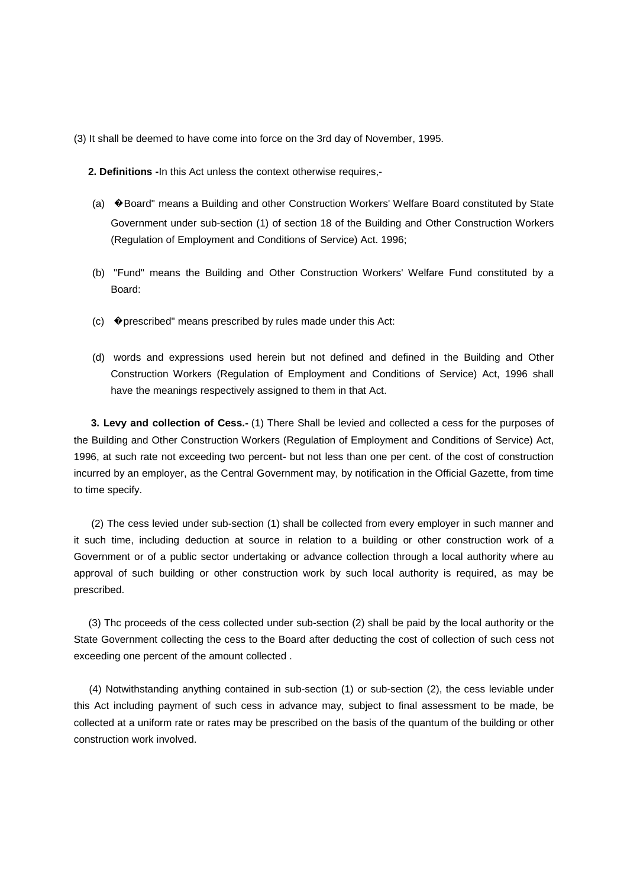(3) It shall be deemed to have come into force on the 3rd day of November, 1995.

**2. Definitions -**In this Act unless the context otherwise requires,-

(a) �Board" means a Building and other Construction Workers' Welfare Board constituted by State Government under sub-section (1) of section 18 of the Building and Other Construction Workers (Regulation of Employment and Conditions of Service) Act. 1996;

(b) "Fund" means the Building and Other Construction Workers' Welfare Fund constituted by a Board:

(c) �prescribed" means prescribed by rules made under this Act:

(d) words and expressions used herein but not defined and defined in the Building and Other Construction Workers (Regulation of Employment and Conditions of Service) Act, 1996 shall have the meanings respectively assigned to them in that Act.

**3. Levy and collection of Cess.-** (1) There Shall be levied and collected a cess for the purposes of the Building and Other Construction Workers (Regulation of Employment and Conditions of Service) Act, 1996, at such rate not exceeding two percent- but not less than one per cent. of the cost of construction incurred by an employer, as the Central Government may, by notification in the Official Gazette, from time to time specify.

(2) The cess levied under sub-section (1) shall be collected from every employer in such manner and it such time, including deduction at source in relation to a building or other construction work of a Government or of a public sector undertaking or advance collection through a local authority where au approval of such building or other construction work by such local authority is required, as may be prescribed.

(3) Thc proceeds of the cess collected under sub-section (2) shall be paid by the local authority or the State Government collecting the cess to the Board after deducting the cost of collection of such cess not exceeding one percent of the amount collected .

(4) Notwithstanding anything contained in sub-section (1) or sub-section (2), the cess leviable under this Act including payment of such cess in advance may, subject to final assessment to be made, be collected at a uniform rate or rates may be prescribed on the basis of the quantum of the building or other construction work involved.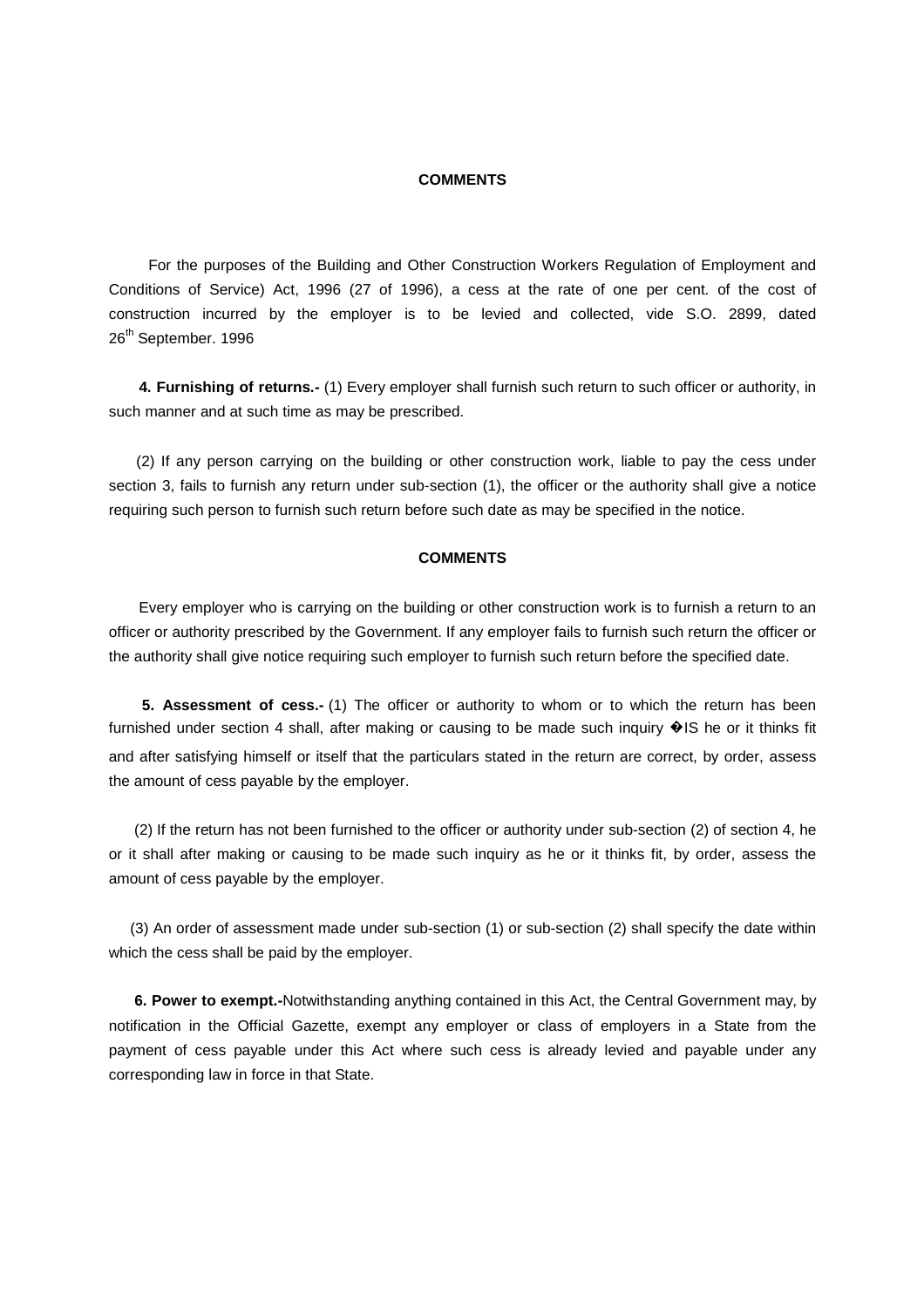**COMMENTS**

For the purposes of the Building and Other Construction Workers Regulation of Employment and Conditions of Service) Act, 1996 (27 of 1996), a cess at the rate of one per cent. of the cost of construction incurred by the employer is to be levied and collected, vide S.O. 2899, dated 26th September. 1996

**4. Furnishing of returns.-** (1) Every employer shall furnish such return to such officer or authority, in such manner and at such time as may be prescribed.

(2) If any person carrying on the building or other construction work, liable to pay the cess under section 3, fails to furnish any return under sub-section (1), the officer or the authority shall give a notice requiring such person to furnish such return before such date as may be specified in the notice.

**COMMENTS**

Every employer who is carrying on the building or other construction work is to furnish a return to an officer or authority prescribed by the Government. If any employer fails to furnish such return the officer or the authority shall give notice requiring such employer to furnish such return before the specified date.

**5. Assessment of cess.-** (1) The officer or authority to whom or to which the return has been furnished under section 4 shall, after making or causing to be made such inquiry �IS he or it thinks fit and after satisfying himself or itself that the particulars stated in the return are correct, by order, assess the amount of cess payable by the employer.

(2) If the return has not been furnished to the officer or authority under sub-section (2) of section 4, he or it shall after making or causing to be made such inquiry as he or it thinks fit, by order, assess the amount of cess payable by the employer.

(3) An order of assessment made under sub-section (1) or sub-section (2) shall specify the date within which the cess shall be paid by the employer.

**6. Power to exempt.-**Notwithstanding anything contained in this Act, the Central Government may, by notification in the Official Gazette, exempt any employer or class of employers in a State from the payment of cess payable under this Act where such cess is already levied and payable under any corresponding law in force in that State.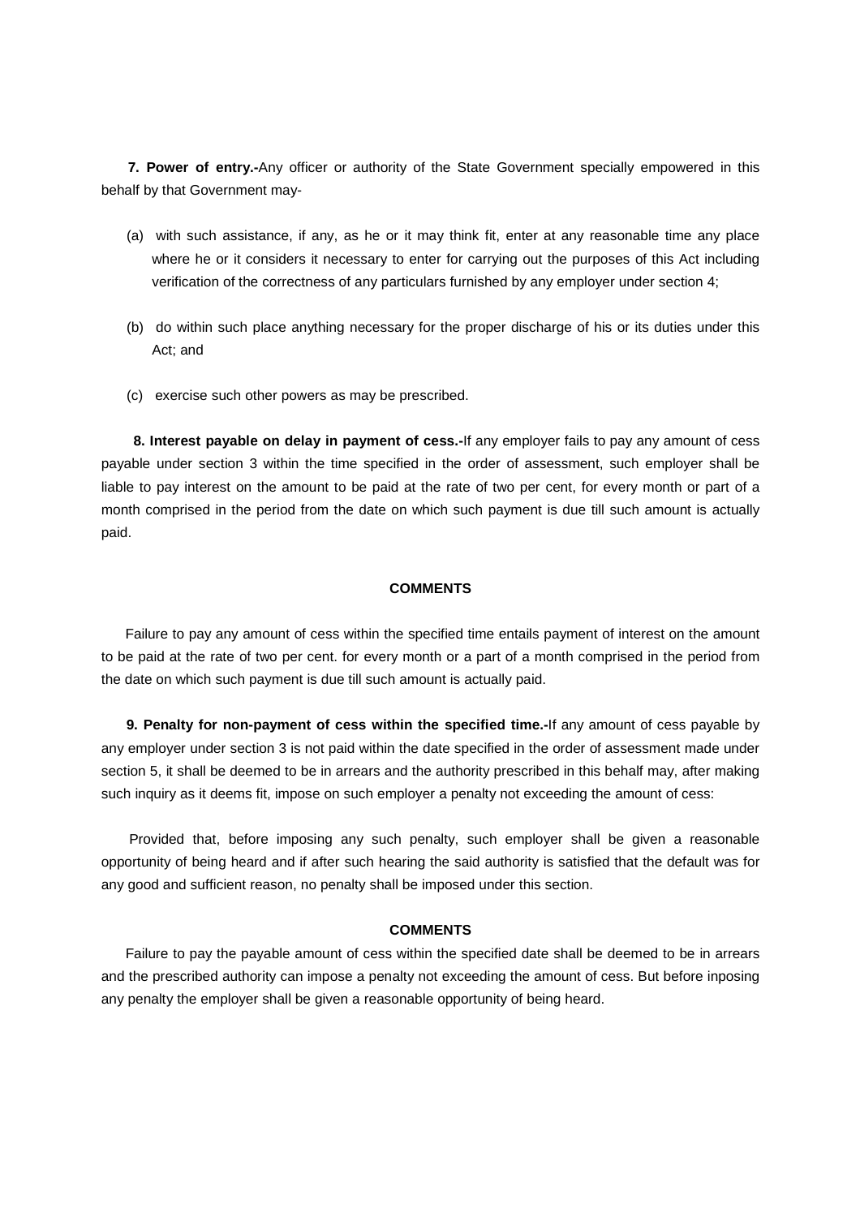**7. Power of entry.-**Any officer or authority of the State Government specially empowered in this behalf by that Government may-

(a) with such assistance, if any, as he or it may think fit, enter at any reasonable time any place where he or it considers it necessary to enter for carrying out the purposes of this Act including verification of the correctness of any particulars furnished by any employer under section 4;

(b) do within such place anything necessary for the proper discharge of his or its duties under this Act; and

(c) exercise such other powers as may be prescribed.

**8. Interest payable on delay in payment of cess.-**If any employer fails to pay any amount of cess payable under section 3 within the time specified in the order of assessment, such employer shall be liable to pay interest on the amount to be paid at the rate of two per cent, for every month or part of a month comprised in the period from the date on which such payment is due till such amount is actually paid.

**COMMENTS**

Failure to pay any amount of cess within the specified time entails payment of interest on the amount to be paid at the rate of two per cent. for every month or a part of a month comprised in the period from the date on which such payment is due till such amount is actually paid.

**9. Penalty for non-payment of cess within the specified time.-**If any amount of cess payable by any employer under section 3 is not paid within the date specified in the order of assessment made under section 5, it shall be deemed to be in arrears and the authority prescribed in this behalf may, after making such inquiry as it deems fit, impose on such employer a penalty not exceeding the amount of cess:

Provided that, before imposing any such penalty, such employer shall be given a reasonable opportunity of being heard and if after such hearing the said authority is satisfied that the default was for any good and sufficient reason, no penalty shall be imposed under this section.

**COMMENTS**

Failure to pay the payable amount of cess within the specified date shall be deemed to be in arrears and the prescribed authority can impose a penalty not exceeding the amount of cess. But before inposing any penalty the employer shall be given a reasonable opportunity of being heard.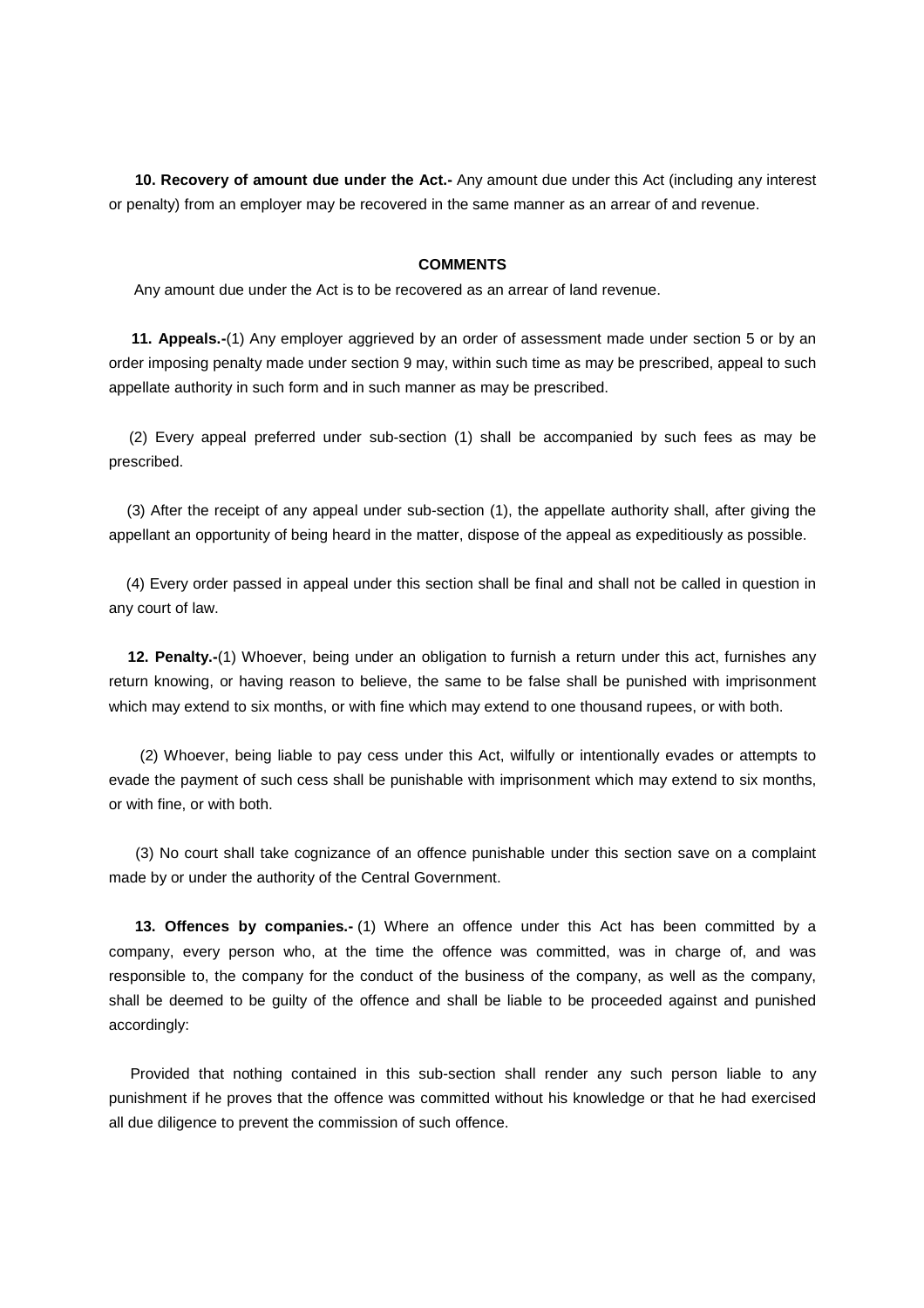**10. Recovery of amount due under the Act.-** Any amount due under this Act (including any interest or penalty) from an employer may be recovered in the same manner as an arrear of and revenue.

**COMMENTS**

Any amount due under the Act is to be recovered as an arrear of land revenue.

**11. Appeals.-**(1) Any employer aggrieved by an order of assessment made under section 5 or by an order imposing penalty made under section 9 may, within such time as may be prescribed, appeal to such appellate authority in such form and in such manner as may be prescribed.

(2) Every appeal preferred under sub-section (1) shall be accompanied by such fees as may be prescribed.

(3) After the receipt of any appeal under sub-section (1), the appellate authority shall, after giving the appellant an opportunity of being heard in the matter, dispose of the appeal as expeditiously as possible.

(4) Every order passed in appeal under this section shall be final and shall not be called in question in any court of law.

**12. Penalty.-**(1) Whoever, being under an obligation to furnish a return under this act, furnishes any return knowing, or having reason to believe, the same to be false shall be punished with imprisonment which may extend to six months, or with fine which may extend to one thousand rupees, or with both.

(2) Whoever, being liable to pay cess under this Act, wilfully or intentionally evades or attempts to evade the payment of such cess shall be punishable with imprisonment which may extend to six months, or with fine, or with both.

(3) No court shall take cognizance of an offence punishable under this section save on a complaint made by or under the authority of the Central Government.

**13. Offences by companies.-** (1) Where an offence under this Act has been committed by a company, every person who, at the time the offence was committed, was in charge of, and was responsible to, the company for the conduct of the business of the company, as well as the company, shall be deemed to be guilty of the offence and shall be liable to be proceeded against and punished accordingly:

Provided that nothing contained in this sub-section shall render any such person liable to any punishment if he proves that the offence was committed without his knowledge or that he had exercised all due diligence to prevent the commission of such offence.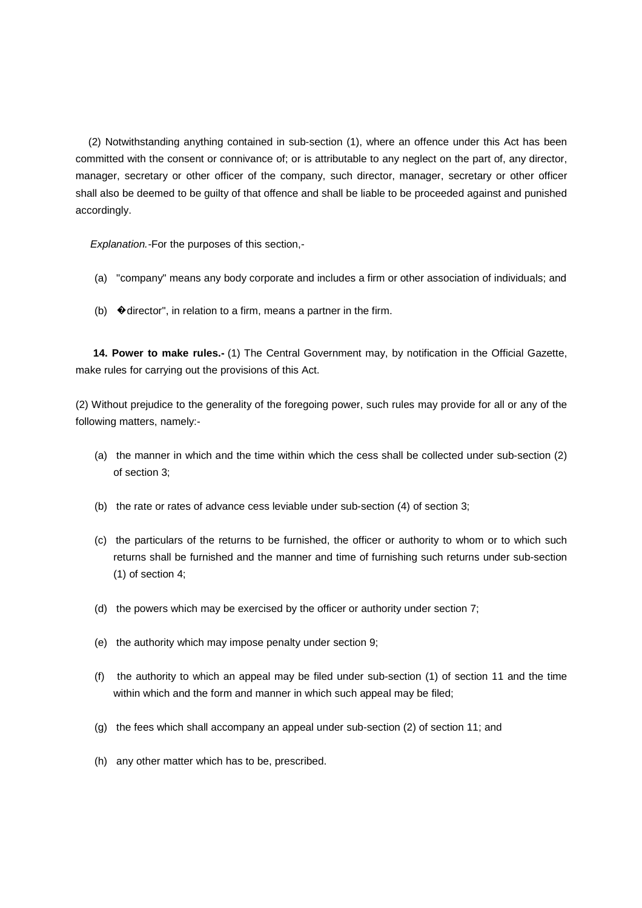(2) Notwithstanding anything contained in sub-section (1), where an offence under this Act has been committed with the consent or connivance of; or is attributable to any neglect on the part of, any director, manager, secretary or other officer of the company, such director, manager, secretary or other officer shall also be deemed to be guilty of that offence and shall be liable to be proceeded against and punished accordingly.

*Explanation.*-For the purposes of this section,-

(a) "company" means any body corporate and includes a firm or other association of individuals; and

(b) �director", in relation to a firm, means a partner in the firm.

**14. Power to make rules.-** (1) The Central Government may, by notification in the Official Gazette, make rules for carrying out the provisions of this Act.

(2) Without prejudice to the generality of the foregoing power, such rules may provide for all or any of the following matters, namely:-

(a) the manner in which and the time within which the cess shall be collected under sub-section (2) of section 3;

(b) the rate or rates of advance cess leviable under sub-section (4) of section 3;

(c) the particulars of the returns to be furnished, the officer or authority to whom or to which such returns shall be furnished and the manner and time of furnishing such returns under sub-section (1) of section 4;

(d) the powers which may be exercised by the officer or authority under section 7;

(e) the authority which may impose penalty under section 9;

(f) the authority to which an appeal may be filed under sub-section (1) of section 11 and the time within which and the form and manner in which such appeal may be filed;

(g) the fees which shall accompany an appeal under sub-section (2) of section 11; and

(h) any other matter which has to be, prescribed.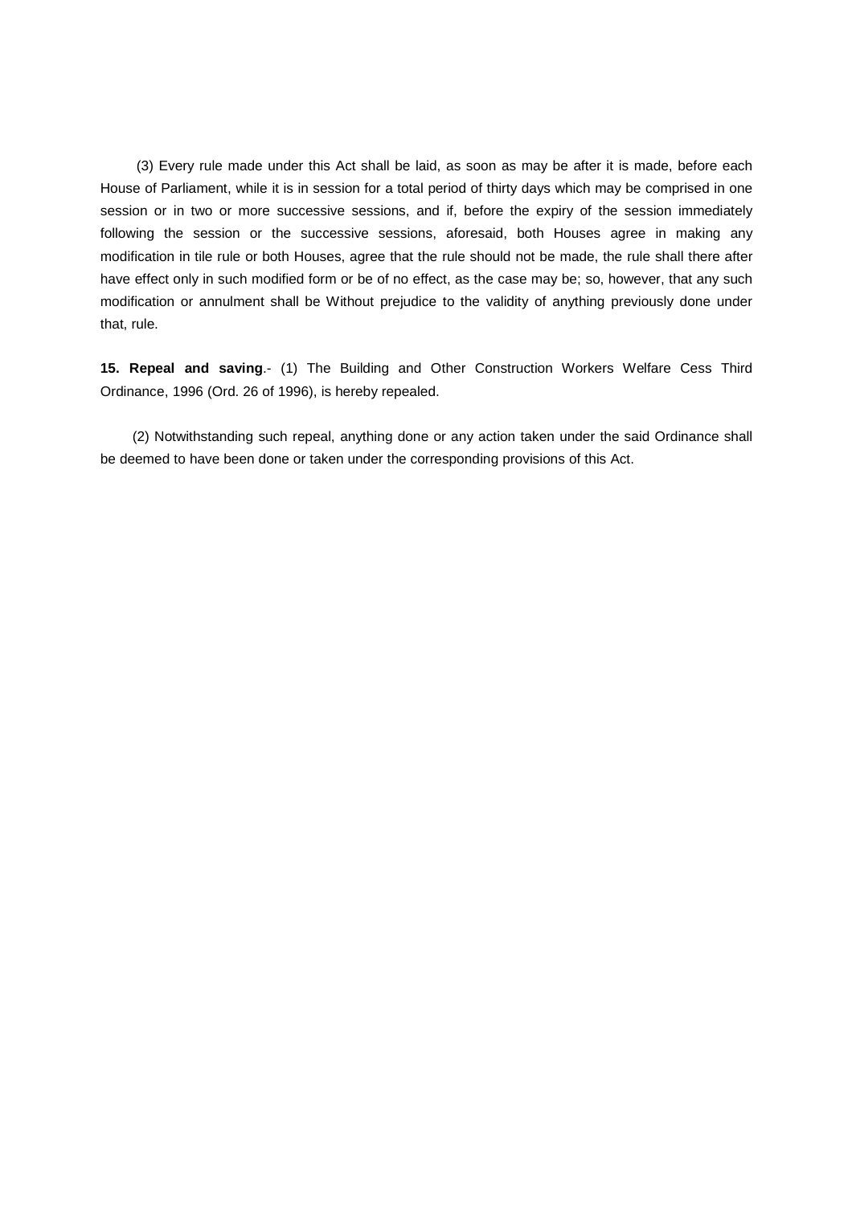(3) Every rule made under this Act shall be laid, as soon as may be after it is made, before each House of Parliament, while it is in session for a total period of thirty days which may be comprised in one session or in two or more successive sessions, and if, before the expiry of the session immediately following the session or the successive sessions, aforesaid, both Houses agree in making any modification in tile rule or both Houses, agree that the rule should not be made, the rule shall there after have effect only in such modified form or be of no effect, as the case may be; so, however, that any such modification or annulment shall be Without prejudice to the validity of anything previously done under that, rule.

**15. Repeal and saving**.- (1) The Building and Other Construction Workers Welfare Cess Third Ordinance, 1996 (Ord. 26 of 1996), is hereby repealed.

(2) Notwithstanding such repeal, anything done or any action taken under the said Ordinance shall be deemed to have been done or taken under the corresponding provisions of this Act.